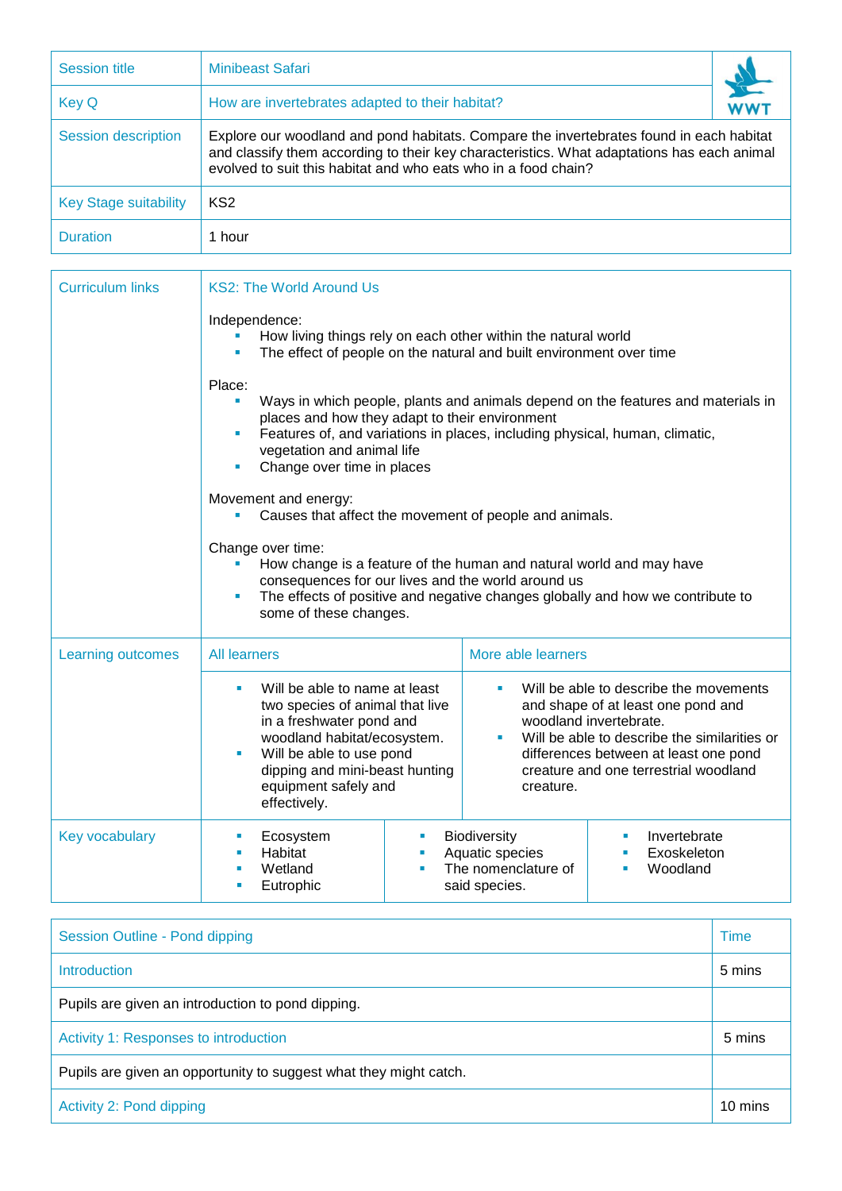| Session title | Minibeast Safari |
|---|---|
| Key Q | How are invertebrates adapted to their habitat? |
| Session description | Explore our woodland and pond habitats. Compare the invertebrates found in each habitat and classify them according to their key characteristics. What adaptations has each animal evolved to suit this habitat and who eats who in a food chain? |
| Key Stage suitability | KS2 |
| Duration | 1 hour |

| Curriculum links | KS2: The World Around Us<br><br>Independence:<br>▪ How living things rely on each other within the natural world<br>▪ The effect of people on the natural and built environment over time<br><br>Place:<br>▪ Ways in which people, plants and animals depend on the features and materials in places and how they adapt to their environment<br>▪ Features of, and variations in places, including physical, human, climatic, vegetation and animal life<br>▪ Change over time in places<br><br>Movement and energy:<br>▪ Causes that affect the movement of people and animals.<br><br>Change over time:<br>▪ How change is a feature of the human and natural world and may have consequences for our lives and the world around us<br>▪ The effects of positive and negative changes globally and how we contribute to some of these changes. | |
|---|---|---|
| Learning outcomes | All learners | More able learners |
| | ▪ Will be able to name at least two species of animal that live in a freshwater pond and woodland habitat/ecosystem.<br>▪ Will be able to use pond dipping and mini-beast hunting equipment safely and effectively. | ▪ Will be able to describe the movements and shape of at least one pond and woodland invertebrate.<br>▪ Will be able to describe the similarities or differences between at least one pond creature and one terrestrial woodland creature. |

| Key vocabulary | | | |
|---|---|---|---|
| | ▪ Ecosystem<br>▪ Habitat<br>▪ Wetland<br>▪ Eutrophic | ▪ Biodiversity<br>▪ Aquatic species<br>▪ The nomenclature of said species. | ▪ Invertebrate<br>▪ Exoskeleton<br>▪ Woodland |

| Session Outline - Pond dipping | Time |
|---|---|
| Introduction | 5 mins |
| Pupils are given an introduction to pond dipping. | |
| Activity 1: Responses to introduction | 5 mins |
| Pupils are given an opportunity to suggest what they might catch. | |
| Activity 2: Pond dipping | 10 mins |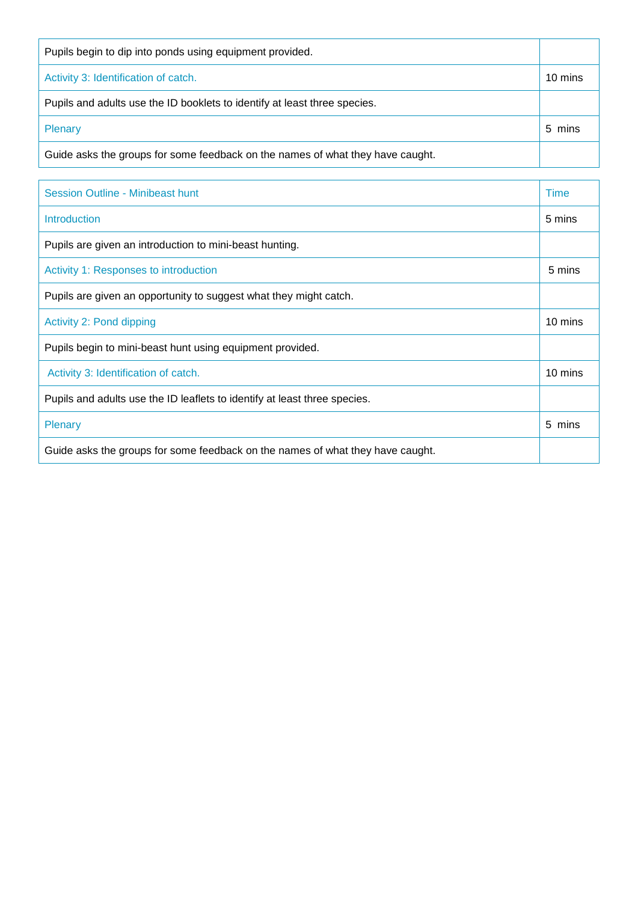| | |
|---|---|
| Pupils begin to dip into ponds using equipment provided. | |
| Activity 3: Identification of catch. | 10 mins |
| Pupils and adults use the ID booklets to identify at least three species. | |
| Plenary | 5 mins |
| Guide asks the groups for some feedback on the names of what they have caught. | |

| Session Outline - Minibeast hunt | Time |
|---|---|
| Introduction | 5 mins |
| Pupils are given an introduction to mini-beast hunting. | |
| Activity 1: Responses to introduction | 5 mins |
| Pupils are given an opportunity to suggest what they might catch. | |
| Activity 2: Pond dipping | 10 mins |
| Pupils begin to mini-beast hunt using equipment provided. | |
| Activity 3: Identification of catch. | 10 mins |
| Pupils and adults use the ID leaflets to identify at least three species. | |
| Plenary | 5 mins |
| Guide asks the groups for some feedback on the names of what they have caught. | |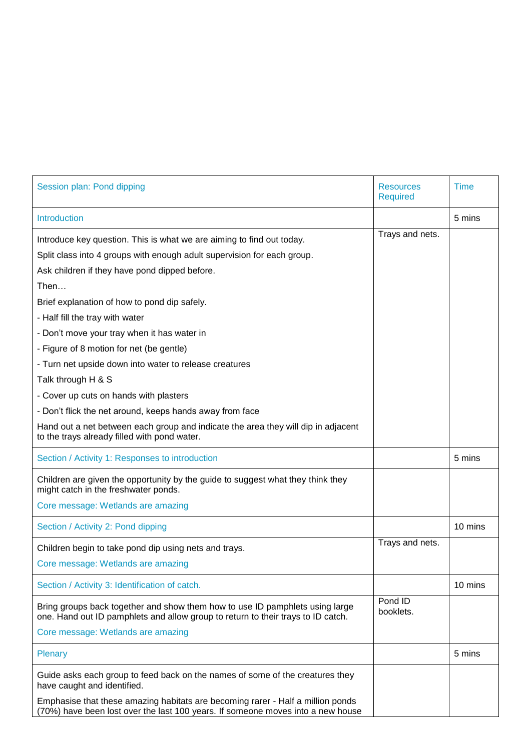| Session plan: Pond dipping | Resources Required | Time |
| --- | --- | --- |
| Introduction | | 5 mins |
| Introduce key question. This is what we are aiming to find out today.<br>Split class into 4 groups with enough adult supervision for each group.<br>Ask children if they have pond dipped before.<br>Then…<br>Brief explanation of how to pond dip safely.<br>- Half fill the tray with water<br>- Don't move your tray when it has water in<br>- Figure of 8 motion for net (be gentle)<br>- Turn net upside down into water to release creatures<br>Talk through H & S<br>- Cover up cuts on hands with plasters<br>- Don't flick the net around, keeps hands away from face<br>Hand out a net between each group and indicate the area they will dip in adjacent to the trays already filled with pond water. | Trays and nets. | |
| Section / Activity 1: Responses to introduction | | 5 mins |
| Children are given the opportunity by the guide to suggest what they think they might catch in the freshwater ponds.<br>Core message: Wetlands are amazing | | |
| Section / Activity 2: Pond dipping | | 10 mins |
| Children begin to take pond dip using nets and trays.<br>Core message: Wetlands are amazing | Trays and nets. | |
| Section / Activity 3: Identification of catch. | | 10 mins |
| Bring groups back together and show them how to use ID pamphlets using large one. Hand out ID pamphlets and allow group to return to their trays to ID catch.<br>Core message: Wetlands are amazing | Pond ID booklets. | |
| Plenary | | 5 mins |
| Guide asks each group to feed back on the names of some of the creatures they have caught and identified.<br>Emphasise that these amazing habitats are becoming rarer - Half a million ponds (70%) have been lost over the last 100 years. If someone moves into a new house | | |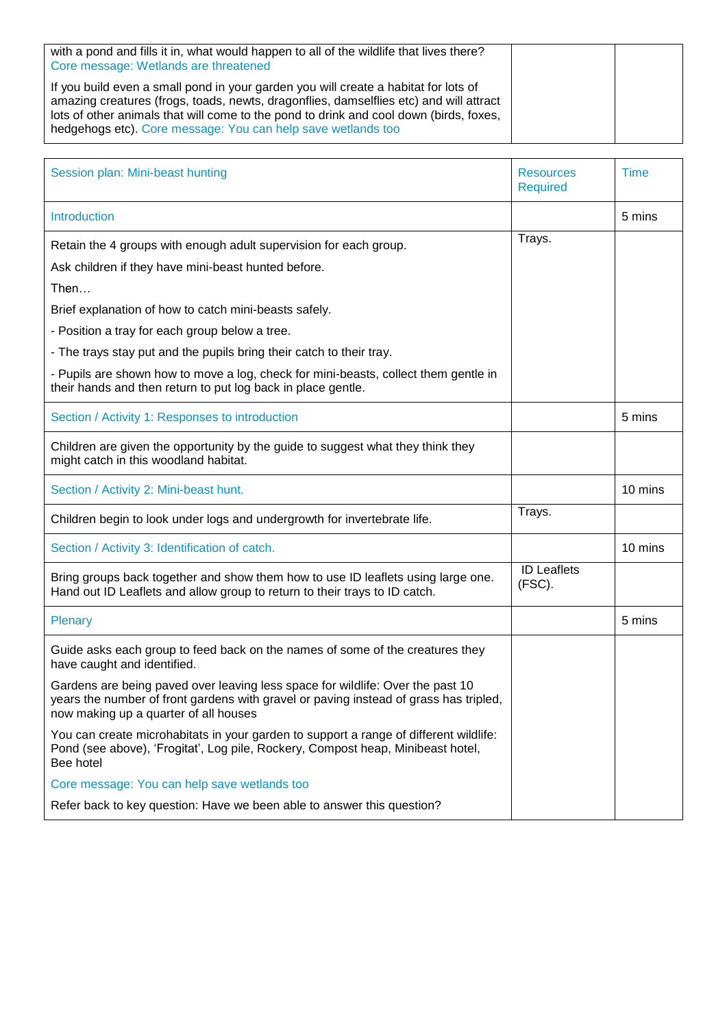| | | |
|---|---|---|
| with a pond and fills it in, what would happen to all of the wildlife that lives there? Core message: Wetlands are threatened<br><br>If you build even a small pond in your garden you will create a habitat for lots of amazing creatures (frogs, toads, newts, dragonflies, damselflies etc) and will attract lots of other animals that will come to the pond to drink and cool down (birds, foxes, hedgehogs etc). Core message: You can help save wetlands too | | |

| Session plan: Mini-beast hunting | Resources Required | Time |
|---|---|---|
| Introduction | | 5 mins |
| Retain the 4 groups with enough adult supervision for each group.<br><br>Ask children if they have mini-beast hunted before.<br><br>Then…<br><br>Brief explanation of how to catch mini-beasts safely.<br><br>- Position a tray for each group below a tree.<br><br>- The trays stay put and the pupils bring their catch to their tray.<br><br>- Pupils are shown how to move a log, check for mini-beasts, collect them gentle in their hands and then return to put log back in place gentle. | Trays. | |
| Section / Activity 1: Responses to introduction | | 5 mins |
| Children are given the opportunity by the guide to suggest what they think they might catch in this woodland habitat. | | |
| Section / Activity 2: Mini-beast hunt. | | 10 mins |
| Children begin to look under logs and undergrowth for invertebrate life. | Trays. | |
| Section / Activity 3: Identification of catch. | | 10 mins |
| Bring groups back together and show them how to use ID leaflets using large one. Hand out ID Leaflets and allow group to return to their trays to ID catch. | ID Leaflets (FSC). | |
| Plenary | | 5 mins |
| Guide asks each group to feed back on the names of some of the creatures they have caught and identified.<br><br>Gardens are being paved over leaving less space for wildlife: Over the past 10 years the number of front gardens with gravel or paving instead of grass has tripled, now making up a quarter of all houses<br><br>You can create microhabitats in your garden to support a range of different wildlife: Pond (see above), 'Frogitat', Log pile, Rockery, Compost heap, Minibeast hotel, Bee hotel<br><br>Core message: You can help save wetlands too<br><br>Refer back to key question: Have we been able to answer this question? | | |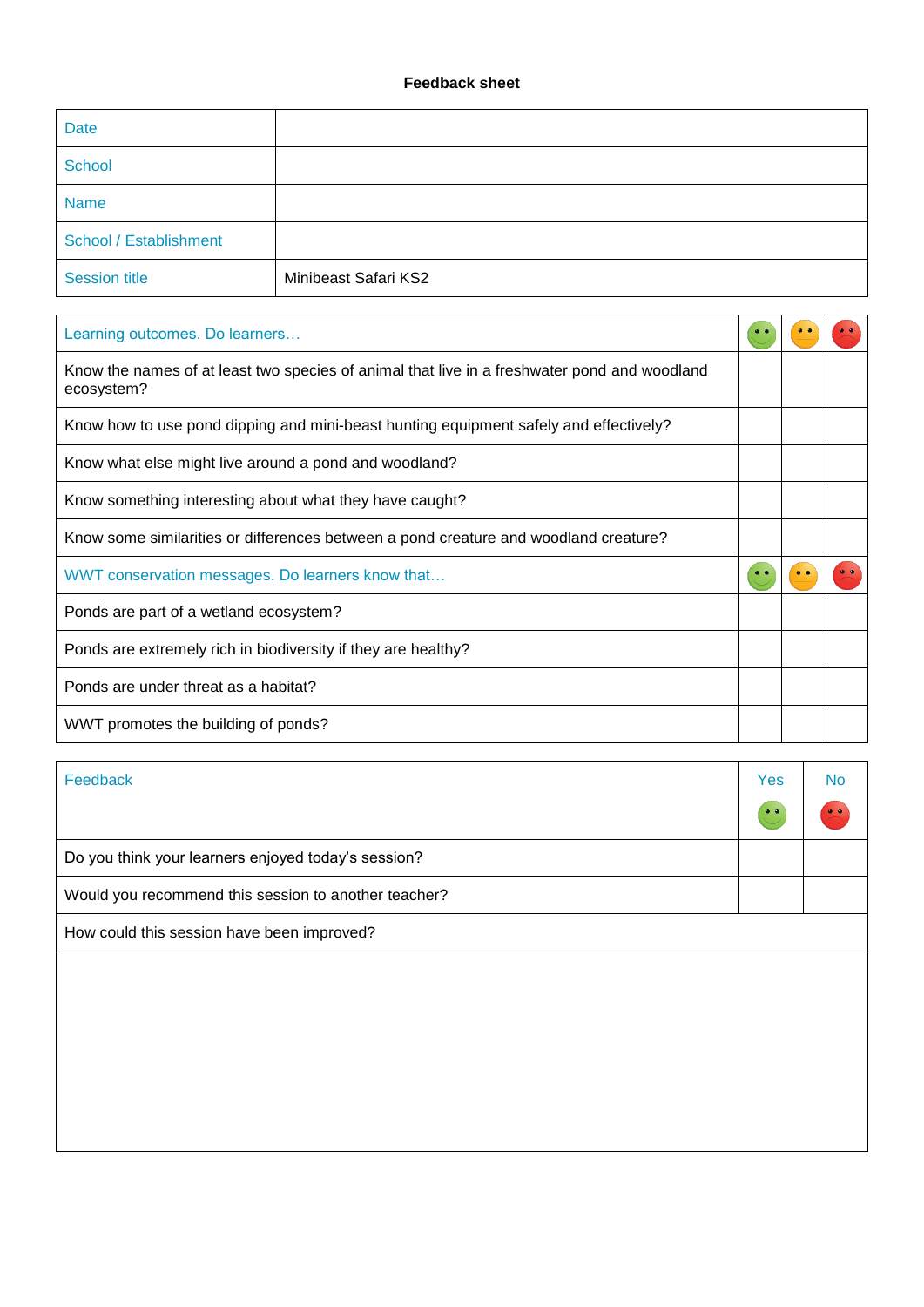**Feedback sheet**

| | |
|---|---|
| Date | |
| School | |
| Name | |
| School / Establishment | |
| Session title | Minibeast Safari KS2 |

| Learning outcomes. Do learners… | 🙂 | 😐 | 🙁 |
|---|---|---|---|
| Know the names of at least two species of animal that live in a freshwater pond and woodland ecosystem? | | | |
| Know how to use pond dipping and mini-beast hunting equipment safely and effectively? | | | |
| Know what else might live around a pond and woodland? | | | |
| Know something interesting about what they have caught? | | | |
| Know some similarities or differences between a pond creature and woodland creature? | | | |
| WWT conservation messages. Do learners know that… | 🙂 | 😐 | 🙁 |
| Ponds are part of a wetland ecosystem? | | | |
| Ponds are extremely rich in biodiversity if they are healthy? | | | |
| Ponds are under threat as a habitat? | | | |
| WWT promotes the building of ponds? | | | |

| Feedback | Yes 🙂 | No 🙁 |
|---|---|---|
| Do you think your learners enjoyed today's session? | | |
| Would you recommend this session to another teacher? | | |
| How could this session have been improved? | | |
| | | |